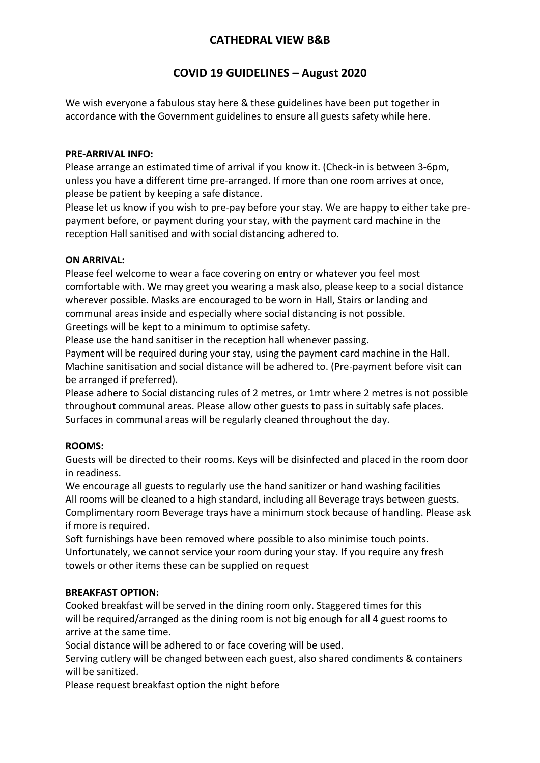# CATHEDRAL VIEW B&B

## COVID 19 GUIDELINES – August 2020

We wish everyone a fabulous stay here & these guidelines have been put together in accordance with the Government guidelines to ensure all guests safety while here.

**PRE-ARRIVAL INFO:**

Please arrange an estimated time of arrival if you know it. (Check-in is between 3-6pm, unless you have a different time pre-arranged. If more than one room arrives at once, please be patient by keeping a safe distance.

Please let us know if you wish to pre-pay before your stay. We are happy to either take pre-payment before, or payment during your stay, with the payment card machine in the reception Hall sanitised and with social distancing adhered to.

**ON ARRIVAL:**

Please feel welcome to wear a face covering on entry or whatever you feel most comfortable with. We may greet you wearing a mask also, please keep to a social distance wherever possible. Masks are encouraged to be worn in Hall, Stairs or landing and communal areas inside and especially where social distancing is not possible.

Greetings will be kept to a minimum to optimise safety.

Please use the hand sanitiser in the reception hall whenever passing.

Payment will be required during your stay, using the payment card machine in the Hall. Machine sanitisation and social distance will be adhered to. (Pre-payment before visit can be arranged if preferred).

Please adhere to Social distancing rules of 2 metres, or 1mtr where 2 metres is not possible throughout communal areas. Please allow other guests to pass in suitably safe places.

Surfaces in communal areas will be regularly cleaned throughout the day.

**ROOMS:**

Guests will be directed to their rooms. Keys will be disinfected and placed in the room door in readiness.

We encourage all guests to regularly use the hand sanitizer or hand washing facilities

All rooms will be cleaned to a high standard, including all Beverage trays between guests.

Complimentary room Beverage trays have a minimum stock because of handling. Please ask if more is required.

Soft furnishings have been removed where possible to also minimise touch points.

Unfortunately, we cannot service your room during your stay. If you require any fresh towels or other items these can be supplied on request

**BREAKFAST OPTION:**

Cooked breakfast will be served in the dining room only. Staggered times for this will be required/arranged as the dining room is not big enough for all 4 guest rooms to arrive at the same time.

Social distance will be adhered to or face covering will be used.

Serving cutlery will be changed between each guest, also shared condiments & containers will be sanitized.

Please request breakfast option the night before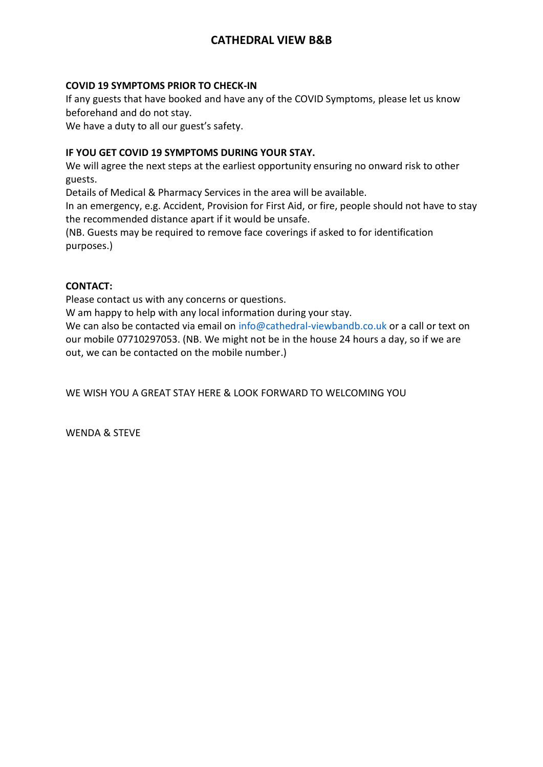# CATHEDRAL VIEW B&B

**COVID 19 SYMPTOMS PRIOR TO CHECK-IN**

If any guests that have booked and have any of the COVID Symptoms, please let us know beforehand and do not stay.

We have a duty to all our guest's safety.

**IF YOU GET COVID 19 SYMPTOMS DURING YOUR STAY.**

We will agree the next steps at the earliest opportunity ensuring no onward risk to other guests.

Details of Medical & Pharmacy Services in the area will be available.

In an emergency, e.g. Accident, Provision for First Aid, or fire, people should not have to stay the recommended distance apart if it would be unsafe.

(NB. Guests may be required to remove face coverings if asked to for identification purposes.)

**CONTACT:**

Please contact us with any concerns or questions.

W am happy to help with any local information during your stay.

We can also be contacted via email on info@cathedral-viewbandb.co.uk or a call or text on our mobile 07710297053. (NB. We might not be in the house 24 hours a day, so if we are out, we can be contacted on the mobile number.)

WE WISH YOU A GREAT STAY HERE & LOOK FORWARD TO WELCOMING YOU

WENDA & STEVE